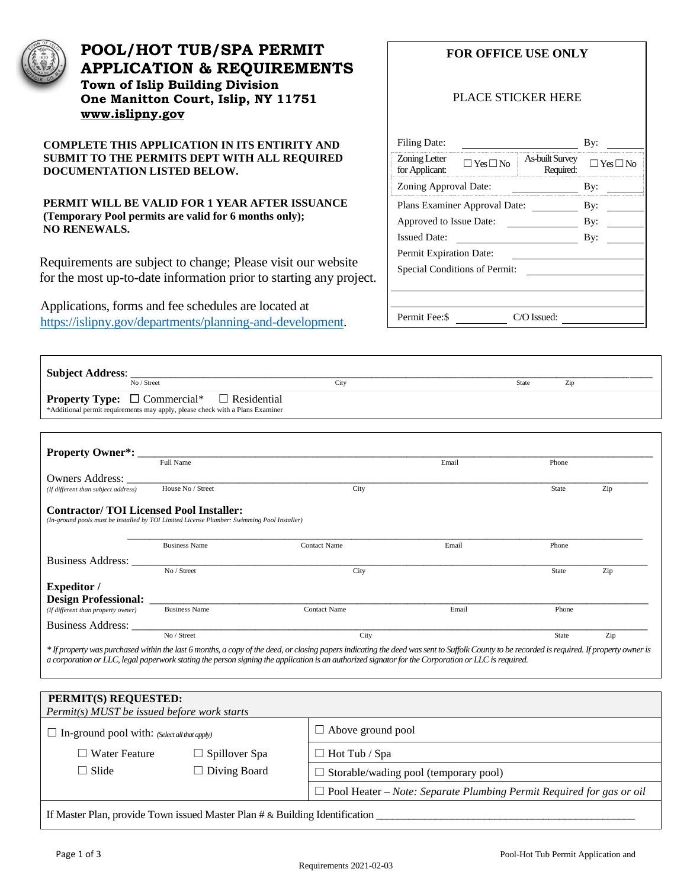# POOL/HOT TUB/SPA PERMIT APPLICATION & REQUIREMENTS

**Town of Islip Building Division**
**One Manitton Court, Islip, NY 11751**
**www.islipny.gov**

**COMPLETE THIS APPLICATION IN ITS ENTIRITY AND SUBMIT TO THE PERMITS DEPT WITH ALL REQUIRED DOCUMENTATION LISTED BELOW.**

**PERMIT WILL BE VALID FOR 1 YEAR AFTER ISSUANCE (Temporary Pool permits are valid for 6 months only); NO RENEWALS.**

Requirements are subject to change; Please visit our website for the most up-to-date information prior to starting any project.

Applications, forms and fee schedules are located at https://islipny.gov/departments/planning-and-development.

| FOR OFFICE USE ONLY | | | |
|---|---|---|---|
| PLACE STICKER HERE | | | |
| Filing Date: ____ | | | By: ____ |
| Zoning Letter for Applicant: | ☐ Yes ☐ No | As-built Survey Required: | ☐ Yes ☐ No |
| Zoning Approval Date: ____ | | | By: ____ |
| Plans Examiner Approval Date: ____ | | | By: ____ |
| Approved to Issue Date: ____ | | | By: ____ |
| Issued Date: ____ | | | By: ____ |
| Permit Expiration Date: ____ | | | |
| Special Conditions of Permit: ____ | | | |
| Permit Fee:$ ____ | | C/O Issued: ____ | |

**Subject Address**: ______________________________________________
No / Street &nbsp;&nbsp;&nbsp; City &nbsp;&nbsp;&nbsp; State &nbsp;&nbsp;&nbsp; Zip

**Property Type:** ☐ Commercial* ☐ Residential
*Additional permit requirements may apply, please check with a Plans Examiner

**Property Owner*:** ______________________________________________
Full Name &nbsp;&nbsp;&nbsp; Email &nbsp;&nbsp;&nbsp; Phone

Owners Address: ______________________________________________
*(If different than subject address)* &nbsp;&nbsp;&nbsp; House No / Street &nbsp;&nbsp;&nbsp; City &nbsp;&nbsp;&nbsp; State &nbsp;&nbsp;&nbsp; Zip

**Contractor/ TOI Licensed Pool Installer:**
*(In-ground pools must be installed by TOI Limited License Plumber: Swimming Pool Installer)*

______________________________________________
Business Name &nbsp;&nbsp;&nbsp; Contact Name &nbsp;&nbsp;&nbsp; Email &nbsp;&nbsp;&nbsp; Phone

Business Address: ______________________________________________
No / Street &nbsp;&nbsp;&nbsp; City &nbsp;&nbsp;&nbsp; State &nbsp;&nbsp;&nbsp; Zip

**Expeditor / Design Professional:** ______________________________________________
*(If different than property owner)* &nbsp;&nbsp;&nbsp; Business Name &nbsp;&nbsp;&nbsp; Contact Name &nbsp;&nbsp;&nbsp; Email &nbsp;&nbsp;&nbsp; Phone

Business Address: ______________________________________________
No / Street &nbsp;&nbsp;&nbsp; City &nbsp;&nbsp;&nbsp; State &nbsp;&nbsp;&nbsp; Zip

*\* If property was purchased within the last 6 months, a copy of the deed, or closing papers indicating the deed was sent to Suffolk County to be recorded is required. If property owner is a corporation or LLC, legal paperwork stating the person signing the application is an authorized signator for the Corporation or LLC is required.*

| **PERMIT(S) REQUESTED:** *Permit(s) MUST be issued before work starts* | |
|---|---|
| ☐ In-ground pool with: *(Select all that apply)* | ☐ Above ground pool |
| ☐ Water Feature &nbsp;&nbsp; ☐ Spillover Spa | ☐ Hot Tub / Spa |
| ☐ Slide &nbsp;&nbsp; ☐ Diving Board | ☐ Storable/wading pool (temporary pool) |
| | ☐ Pool Heater – *Note: Separate Plumbing Permit Required for gas or oil* |
| If Master Plan, provide Town issued Master Plan # & Building Identification ____________ | |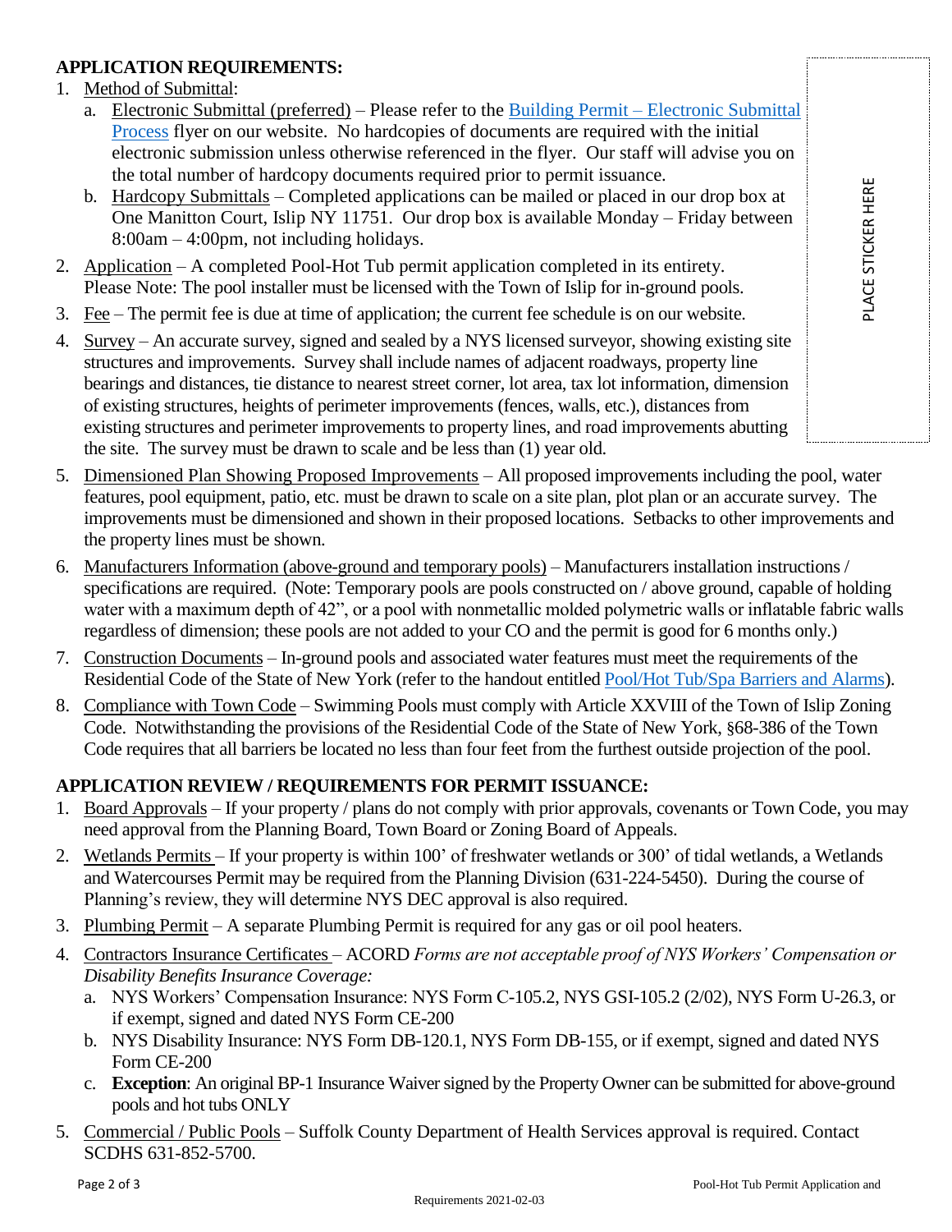**APPLICATION REQUIREMENTS:**

1. Method of Submittal:
   a. Electronic Submittal (preferred) – Please refer to the [Building Permit – Electronic Submittal Process]() flyer on our website. No hardcopies of documents are required with the initial electronic submission unless otherwise referenced in the flyer. Our staff will advise you on the total number of hardcopy documents required prior to permit issuance.
   b. Hardcopy Submittals – Completed applications can be mailed or placed in our drop box at One Manitton Court, Islip NY 11751. Our drop box is available Monday – Friday between 8:00am – 4:00pm, not including holidays.
2. Application – A completed Pool-Hot Tub permit application completed in its entirety. Please Note: The pool installer must be licensed with the Town of Islip for in-ground pools.
3. Fee – The permit fee is due at time of application; the current fee schedule is on our website.
4. Survey – An accurate survey, signed and sealed by a NYS licensed surveyor, showing existing site structures and improvements. Survey shall include names of adjacent roadways, property line bearings and distances, tie distance to nearest street corner, lot area, tax lot information, dimension of existing structures, heights of perimeter improvements (fences, walls, etc.), distances from existing structures and perimeter improvements to property lines, and road improvements abutting the site. The survey must be drawn to scale and be less than (1) year old.
5. Dimensioned Plan Showing Proposed Improvements – All proposed improvements including the pool, water features, pool equipment, patio, etc. must be drawn to scale on a site plan, plot plan or an accurate survey. The improvements must be dimensioned and shown in their proposed locations. Setbacks to other improvements and the property lines must be shown.
6. Manufacturers Information (above-ground and temporary pools) – Manufacturers installation instructions / specifications are required. (Note: Temporary pools are pools constructed on / above ground, capable of holding water with a maximum depth of 42", or a pool with nonmetallic molded polymetric walls or inflatable fabric walls regardless of dimension; these pools are not added to your CO and the permit is good for 6 months only.)
7. Construction Documents – In-ground pools and associated water features must meet the requirements of the Residential Code of the State of New York (refer to the handout entitled [Pool/Hot Tub/Spa Barriers and Alarms]()).
8. Compliance with Town Code – Swimming Pools must comply with Article XXVIII of the Town of Islip Zoning Code. Notwithstanding the provisions of the Residential Code of the State of New York, §68-386 of the Town Code requires that all barriers be located no less than four feet from the furthest outside projection of the pool.

PLACE STICKER HERE

**APPLICATION REVIEW / REQUIREMENTS FOR PERMIT ISSUANCE:**

1. Board Approvals – If your property / plans do not comply with prior approvals, covenants or Town Code, you may need approval from the Planning Board, Town Board or Zoning Board of Appeals.
2. Wetlands Permits – If your property is within 100' of freshwater wetlands or 300' of tidal wetlands, a Wetlands and Watercourses Permit may be required from the Planning Division (631-224-5450). During the course of Planning's review, they will determine NYS DEC approval is also required.
3. Plumbing Permit – A separate Plumbing Permit is required for any gas or oil pool heaters.
4. Contractors Insurance Certificates – ACORD *Forms are not acceptable proof of NYS Workers' Compensation or Disability Benefits Insurance Coverage:*
   a. NYS Workers' Compensation Insurance: NYS Form C-105.2, NYS GSI-105.2 (2/02), NYS Form U-26.3, or if exempt, signed and dated NYS Form CE-200
   b. NYS Disability Insurance: NYS Form DB-120.1, NYS Form DB-155, or if exempt, signed and dated NYS Form CE-200
   c. **Exception**: An original BP-1 Insurance Waiver signed by the Property Owner can be submitted for above-ground pools and hot tubs ONLY
5. Commercial / Public Pools – Suffolk County Department of Health Services approval is required. Contact SCDHS 631-852-5700.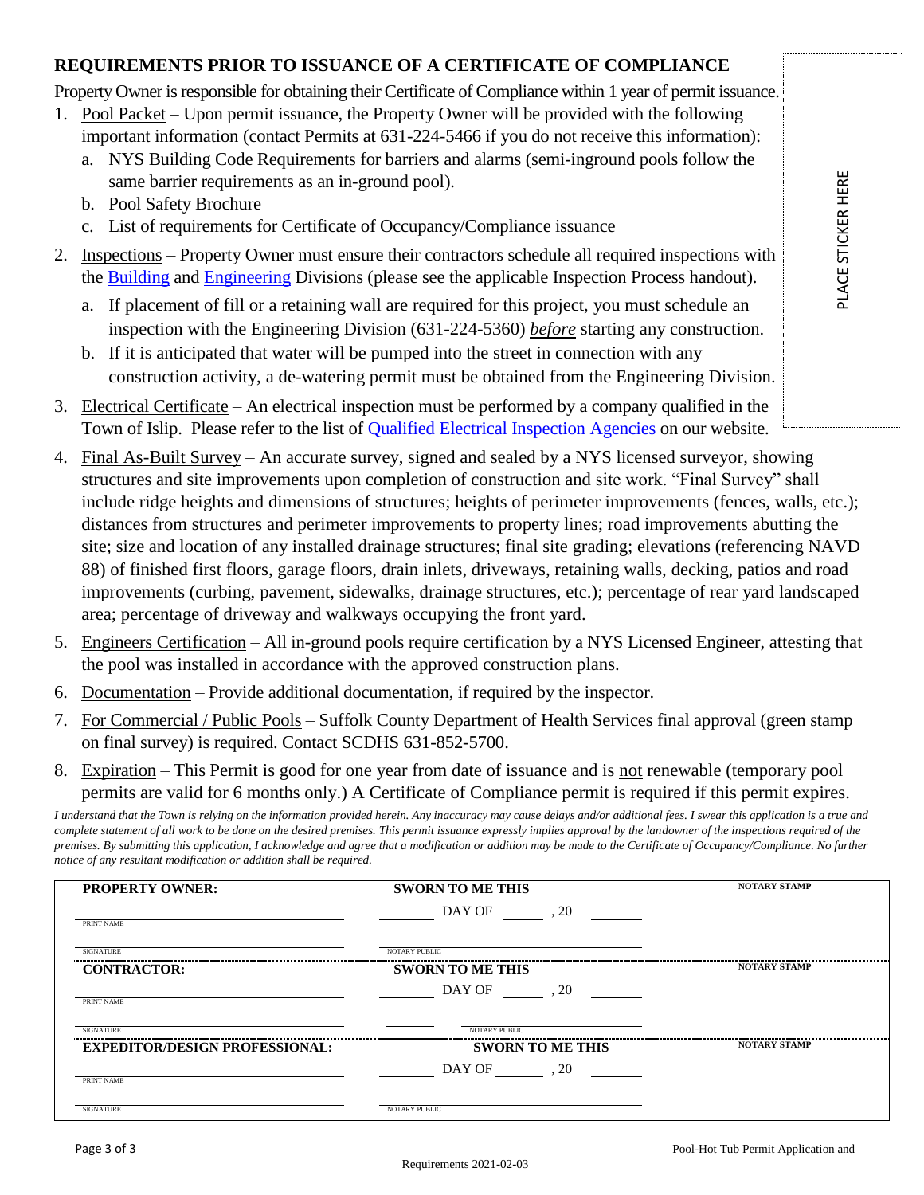## REQUIREMENTS PRIOR TO ISSUANCE OF A CERTIFICATE OF COMPLIANCE

PLACE STICKER HERE

Property Owner is responsible for obtaining their Certificate of Compliance within 1 year of permit issuance.

1. Pool Packet – Upon permit issuance, the Property Owner will be provided with the following important information (contact Permits at 631-224-5466 if you do not receive this information):
   a. NYS Building Code Requirements for barriers and alarms (semi-inground pools follow the same barrier requirements as an in-ground pool).
   b. Pool Safety Brochure
   c. List of requirements for Certificate of Occupancy/Compliance issuance
2. Inspections – Property Owner must ensure their contractors schedule all required inspections with the Building and Engineering Divisions (please see the applicable Inspection Process handout).
   a. If placement of fill or a retaining wall are required for this project, you must schedule an inspection with the Engineering Division (631-224-5360) ***before*** starting any construction.
   b. If it is anticipated that water will be pumped into the street in connection with any construction activity, a de-watering permit must be obtained from the Engineering Division.
3. Electrical Certificate – An electrical inspection must be performed by a company qualified in the Town of Islip. Please refer to the list of Qualified Electrical Inspection Agencies on our website.
4. Final As-Built Survey – An accurate survey, signed and sealed by a NYS licensed surveyor, showing structures and site improvements upon completion of construction and site work. "Final Survey" shall include ridge heights and dimensions of structures; heights of perimeter improvements (fences, walls, etc.); distances from structures and perimeter improvements to property lines; road improvements abutting the site; size and location of any installed drainage structures; final site grading; elevations (referencing NAVD 88) of finished first floors, garage floors, drain inlets, driveways, retaining walls, decking, patios and road improvements (curbing, pavement, sidewalks, drainage structures, etc.); percentage of rear yard landscaped area; percentage of driveway and walkways occupying the front yard.
5. Engineers Certification – All in-ground pools require certification by a NYS Licensed Engineer, attesting that the pool was installed in accordance with the approved construction plans.
6. Documentation – Provide additional documentation, if required by the inspector.
7. For Commercial / Public Pools – Suffolk County Department of Health Services final approval (green stamp on final survey) is required. Contact SCDHS 631-852-5700.
8. Expiration – This Permit is good for one year from date of issuance and is not renewable (temporary pool permits are valid for 6 months only.) A Certificate of Compliance permit is required if this permit expires.

*I understand that the Town is relying on the information provided herein. Any inaccuracy may cause delays and/or additional fees. I swear this application is a true and complete statement of all work to be done on the desired premises. This permit issuance expressly implies approval by the landowner of the inspections required of the premises. By submitting this application, I acknowledge and agree that a modification or addition may be made to the Certificate of Occupancy/Compliance. No further notice of any resultant modification or addition shall be required.*

| | | |
|---|---|---|
| **PROPERTY OWNER:**<br>\_\_\_\_\_\_\_\_\_\_\_\_\_\_\_\_<br>PRINT NAME<br>\_\_\_\_\_\_\_\_\_\_\_\_\_\_\_\_<br>SIGNATURE | **SWORN TO ME THIS**<br>\_\_\_\_\_ DAY OF \_\_\_\_\_ , 20 \_\_\_\_\_<br>\_\_\_\_\_\_\_\_\_\_\_\_\_\_\_\_<br>NOTARY PUBLIC | **NOTARY STAMP** |
| **CONTRACTOR:**<br>\_\_\_\_\_\_\_\_\_\_\_\_\_\_\_\_<br>PRINT NAME<br>\_\_\_\_\_\_\_\_\_\_\_\_\_\_\_\_<br>SIGNATURE | **SWORN TO ME THIS**<br>\_\_\_\_\_ DAY OF \_\_\_\_\_ , 20 \_\_\_\_\_<br>\_\_\_\_\_\_\_\_\_\_\_\_\_\_\_\_<br>NOTARY PUBLIC | **NOTARY STAMP** |
| **EXPEDITOR/DESIGN PROFESSIONAL:**<br>\_\_\_\_\_\_\_\_\_\_\_\_\_\_\_\_<br>PRINT NAME<br>\_\_\_\_\_\_\_\_\_\_\_\_\_\_\_\_<br>SIGNATURE | **SWORN TO ME THIS**<br>\_\_\_\_\_ DAY OF \_\_\_\_\_ , 20 \_\_\_\_\_<br>\_\_\_\_\_\_\_\_\_\_\_\_\_\_\_\_<br>NOTARY PUBLIC | **NOTARY STAMP** |